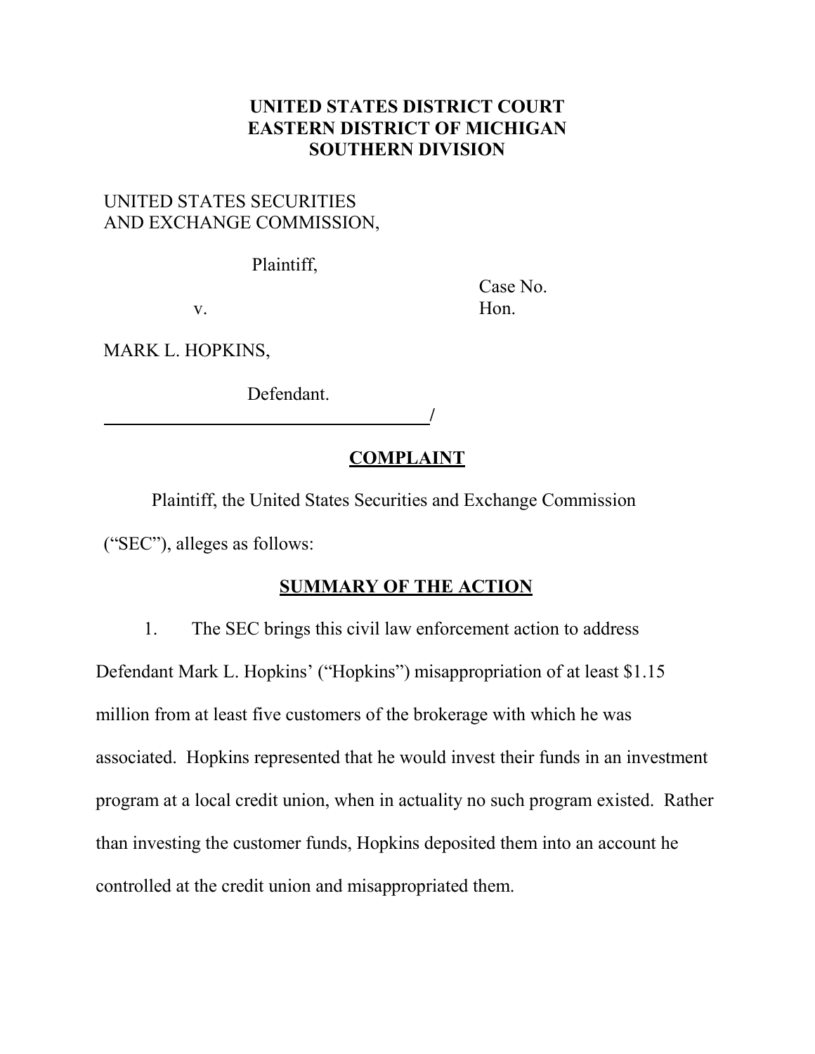**UNITED STATES DISTRICT COURT**
**EASTERN DISTRICT OF MICHIGAN**
**SOUTHERN DIVISION**

UNITED STATES SECURITIES AND EXCHANGE COMMISSION,

Plaintiff,

v.

Case No.
Hon.

MARK L. HOPKINS,

Defendant.

______________________________________/

## COMPLAINT

Plaintiff, the United States Securities and Exchange Commission ("SEC"), alleges as follows:

## SUMMARY OF THE ACTION

1. The SEC brings this civil law enforcement action to address Defendant Mark L. Hopkins' ("Hopkins") misappropriation of at least $1.15 million from at least five customers of the brokerage with which he was associated. Hopkins represented that he would invest their funds in an investment program at a local credit union, when in actuality no such program existed. Rather than investing the customer funds, Hopkins deposited them into an account he controlled at the credit union and misappropriated them.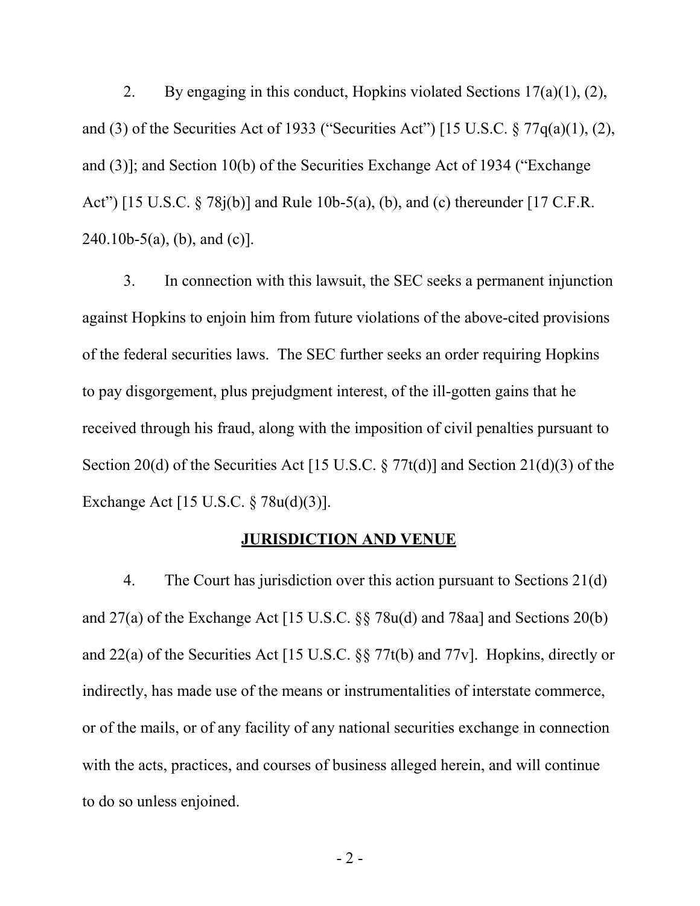2. By engaging in this conduct, Hopkins violated Sections 17(a)(1), (2), and (3) of the Securities Act of 1933 ("Securities Act") [15 U.S.C. § 77q(a)(1), (2), and (3)]; and Section 10(b) of the Securities Exchange Act of 1934 ("Exchange Act") [15 U.S.C. § 78j(b)] and Rule 10b-5(a), (b), and (c) thereunder [17 C.F.R. 240.10b-5(a), (b), and (c)].

3. In connection with this lawsuit, the SEC seeks a permanent injunction against Hopkins to enjoin him from future violations of the above-cited provisions of the federal securities laws. The SEC further seeks an order requiring Hopkins to pay disgorgement, plus prejudgment interest, of the ill-gotten gains that he received through his fraud, along with the imposition of civil penalties pursuant to Section 20(d) of the Securities Act [15 U.S.C. § 77t(d)] and Section 21(d)(3) of the Exchange Act [15 U.S.C. § 78u(d)(3)].

## JURISDICTION AND VENUE

4. The Court has jurisdiction over this action pursuant to Sections 21(d) and 27(a) of the Exchange Act [15 U.S.C. §§ 78u(d) and 78aa] and Sections 20(b) and 22(a) of the Securities Act [15 U.S.C. §§ 77t(b) and 77v]. Hopkins, directly or indirectly, has made use of the means or instrumentalities of interstate commerce, or of the mails, or of any facility of any national securities exchange in connection with the acts, practices, and courses of business alleged herein, and will continue to do so unless enjoined.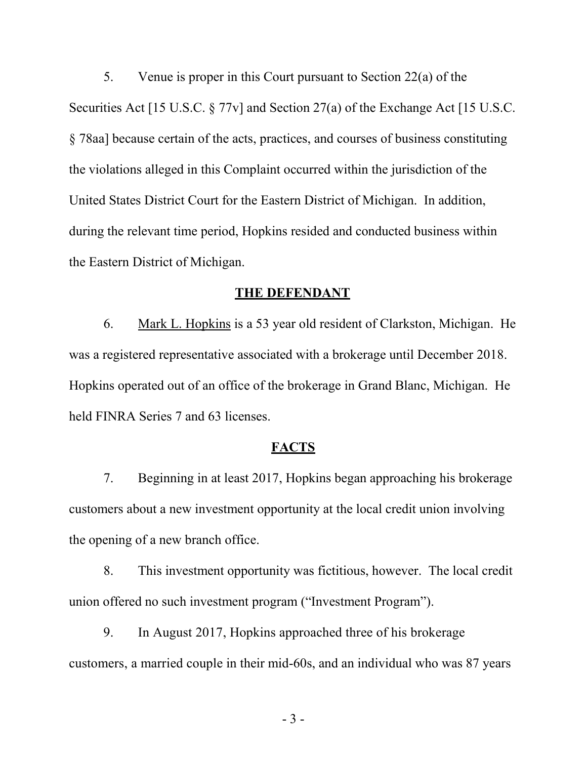5. Venue is proper in this Court pursuant to Section 22(a) of the Securities Act [15 U.S.C. § 77v] and Section 27(a) of the Exchange Act [15 U.S.C. § 78aa] because certain of the acts, practices, and courses of business constituting the violations alleged in this Complaint occurred within the jurisdiction of the United States District Court for the Eastern District of Michigan. In addition, during the relevant time period, Hopkins resided and conducted business within the Eastern District of Michigan.

## THE DEFENDANT

6. Mark L. Hopkins is a 53 year old resident of Clarkston, Michigan. He was a registered representative associated with a brokerage until December 2018. Hopkins operated out of an office of the brokerage in Grand Blanc, Michigan. He held FINRA Series 7 and 63 licenses.

## FACTS

7. Beginning in at least 2017, Hopkins began approaching his brokerage customers about a new investment opportunity at the local credit union involving the opening of a new branch office.

8. This investment opportunity was fictitious, however. The local credit union offered no such investment program ("Investment Program").

9. In August 2017, Hopkins approached three of his brokerage customers, a married couple in their mid-60s, and an individual who was 87 years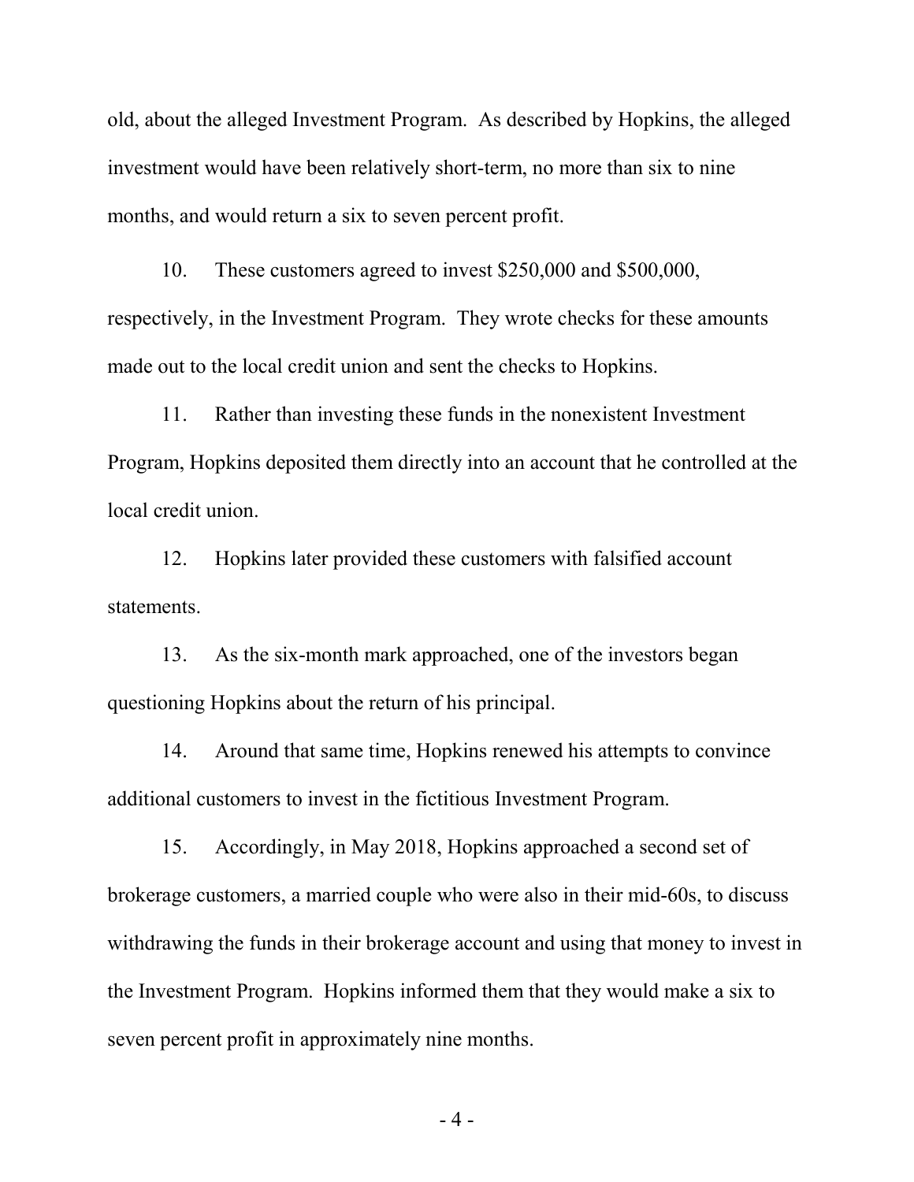old, about the alleged Investment Program. As described by Hopkins, the alleged investment would have been relatively short-term, no more than six to nine months, and would return a six to seven percent profit.

10. These customers agreed to invest $250,000 and $500,000, respectively, in the Investment Program. They wrote checks for these amounts made out to the local credit union and sent the checks to Hopkins.

11. Rather than investing these funds in the nonexistent Investment Program, Hopkins deposited them directly into an account that he controlled at the local credit union.

12. Hopkins later provided these customers with falsified account statements.

13. As the six-month mark approached, one of the investors began questioning Hopkins about the return of his principal.

14. Around that same time, Hopkins renewed his attempts to convince additional customers to invest in the fictitious Investment Program.

15. Accordingly, in May 2018, Hopkins approached a second set of brokerage customers, a married couple who were also in their mid-60s, to discuss withdrawing the funds in their brokerage account and using that money to invest in the Investment Program. Hopkins informed them that they would make a six to seven percent profit in approximately nine months.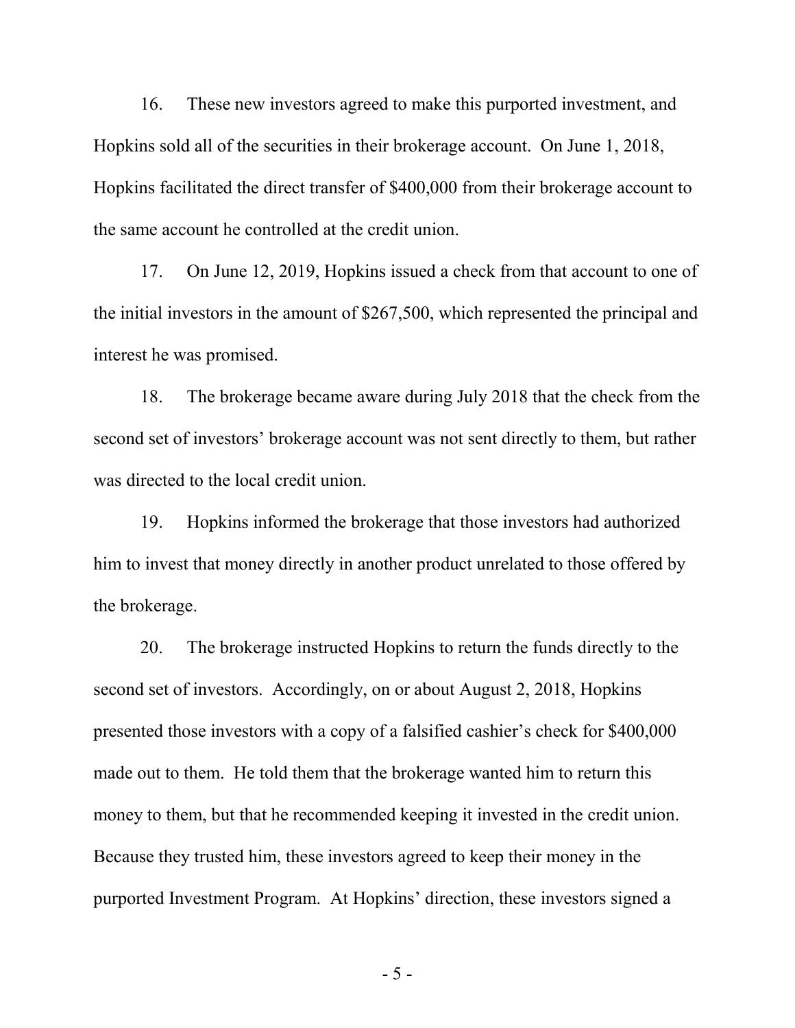16. These new investors agreed to make this purported investment, and Hopkins sold all of the securities in their brokerage account. On June 1, 2018, Hopkins facilitated the direct transfer of $400,000 from their brokerage account to the same account he controlled at the credit union.

17. On June 12, 2019, Hopkins issued a check from that account to one of the initial investors in the amount of $267,500, which represented the principal and interest he was promised.

18. The brokerage became aware during July 2018 that the check from the second set of investors' brokerage account was not sent directly to them, but rather was directed to the local credit union.

19. Hopkins informed the brokerage that those investors had authorized him to invest that money directly in another product unrelated to those offered by the brokerage.

20. The brokerage instructed Hopkins to return the funds directly to the second set of investors. Accordingly, on or about August 2, 2018, Hopkins presented those investors with a copy of a falsified cashier's check for $400,000 made out to them. He told them that the brokerage wanted him to return this money to them, but that he recommended keeping it invested in the credit union. Because they trusted him, these investors agreed to keep their money in the purported Investment Program. At Hopkins' direction, these investors signed a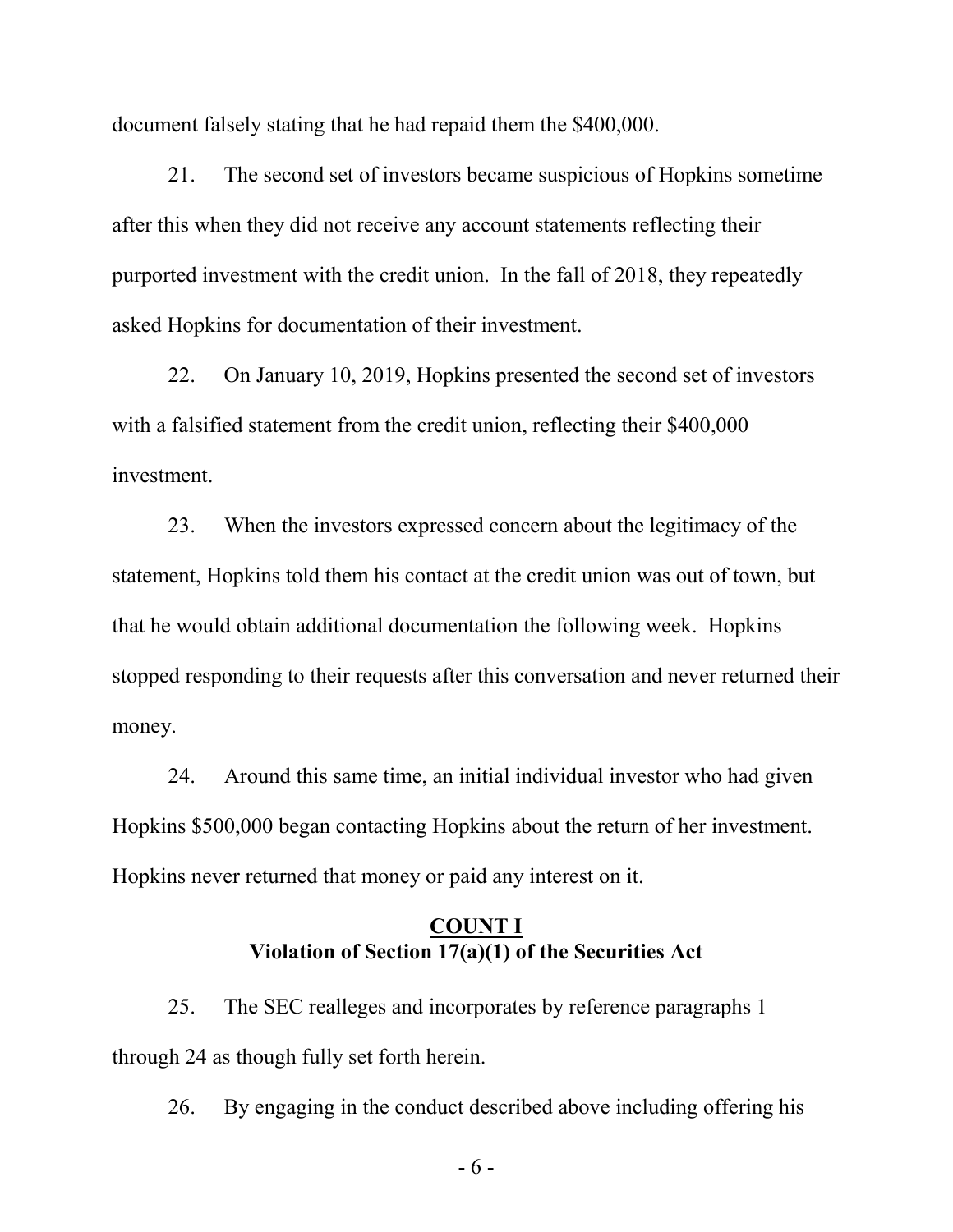document falsely stating that he had repaid them the $400,000.

21. The second set of investors became suspicious of Hopkins sometime after this when they did not receive any account statements reflecting their purported investment with the credit union. In the fall of 2018, they repeatedly asked Hopkins for documentation of their investment.

22. On January 10, 2019, Hopkins presented the second set of investors with a falsified statement from the credit union, reflecting their $400,000 investment.

23. When the investors expressed concern about the legitimacy of the statement, Hopkins told them his contact at the credit union was out of town, but that he would obtain additional documentation the following week. Hopkins stopped responding to their requests after this conversation and never returned their money.

24. Around this same time, an initial individual investor who had given Hopkins $500,000 began contacting Hopkins about the return of her investment. Hopkins never returned that money or paid any interest on it.

## COUNT I
## Violation of Section 17(a)(1) of the Securities Act

25. The SEC realleges and incorporates by reference paragraphs 1 through 24 as though fully set forth herein.

26. By engaging in the conduct described above including offering his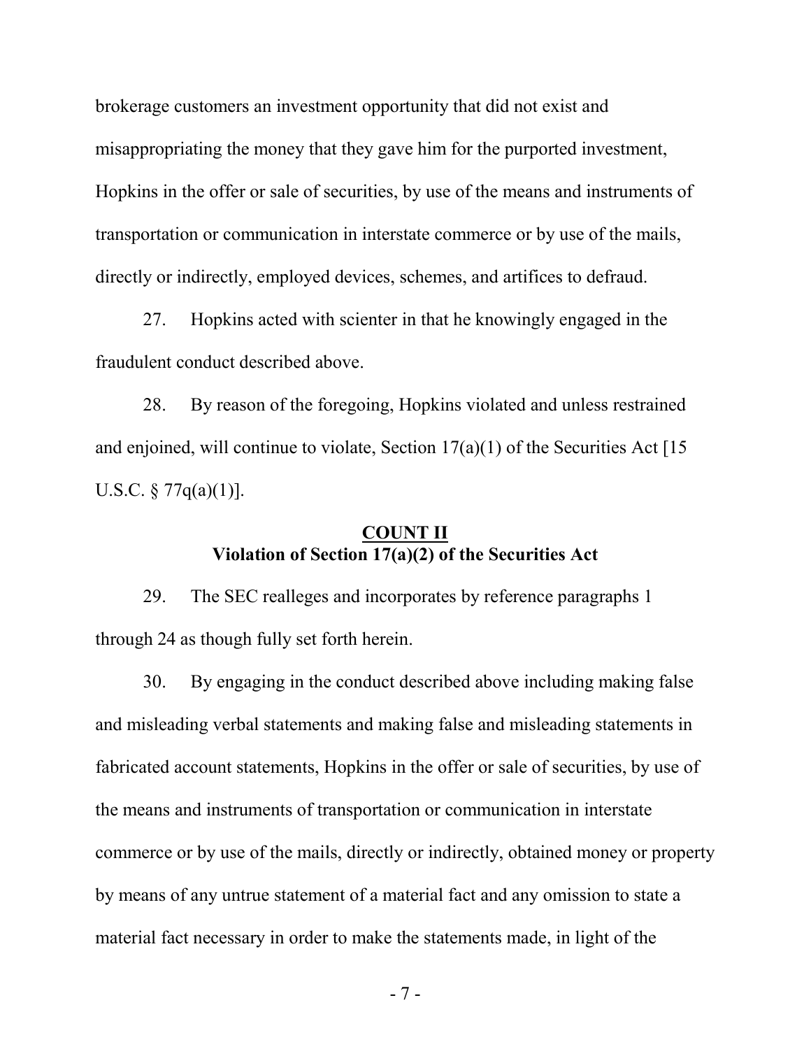brokerage customers an investment opportunity that did not exist and misappropriating the money that they gave him for the purported investment, Hopkins in the offer or sale of securities, by use of the means and instruments of transportation or communication in interstate commerce or by use of the mails, directly or indirectly, employed devices, schemes, and artifices to defraud.

27. Hopkins acted with scienter in that he knowingly engaged in the fraudulent conduct described above.

28. By reason of the foregoing, Hopkins violated and unless restrained and enjoined, will continue to violate, Section 17(a)(1) of the Securities Act [15 U.S.C. § 77q(a)(1)].

**COUNT II**
**Violation of Section 17(a)(2) of the Securities Act**

29. The SEC realleges and incorporates by reference paragraphs 1 through 24 as though fully set forth herein.

30. By engaging in the conduct described above including making false and misleading verbal statements and making false and misleading statements in fabricated account statements, Hopkins in the offer or sale of securities, by use of the means and instruments of transportation or communication in interstate commerce or by use of the mails, directly or indirectly, obtained money or property by means of any untrue statement of a material fact and any omission to state a material fact necessary in order to make the statements made, in light of the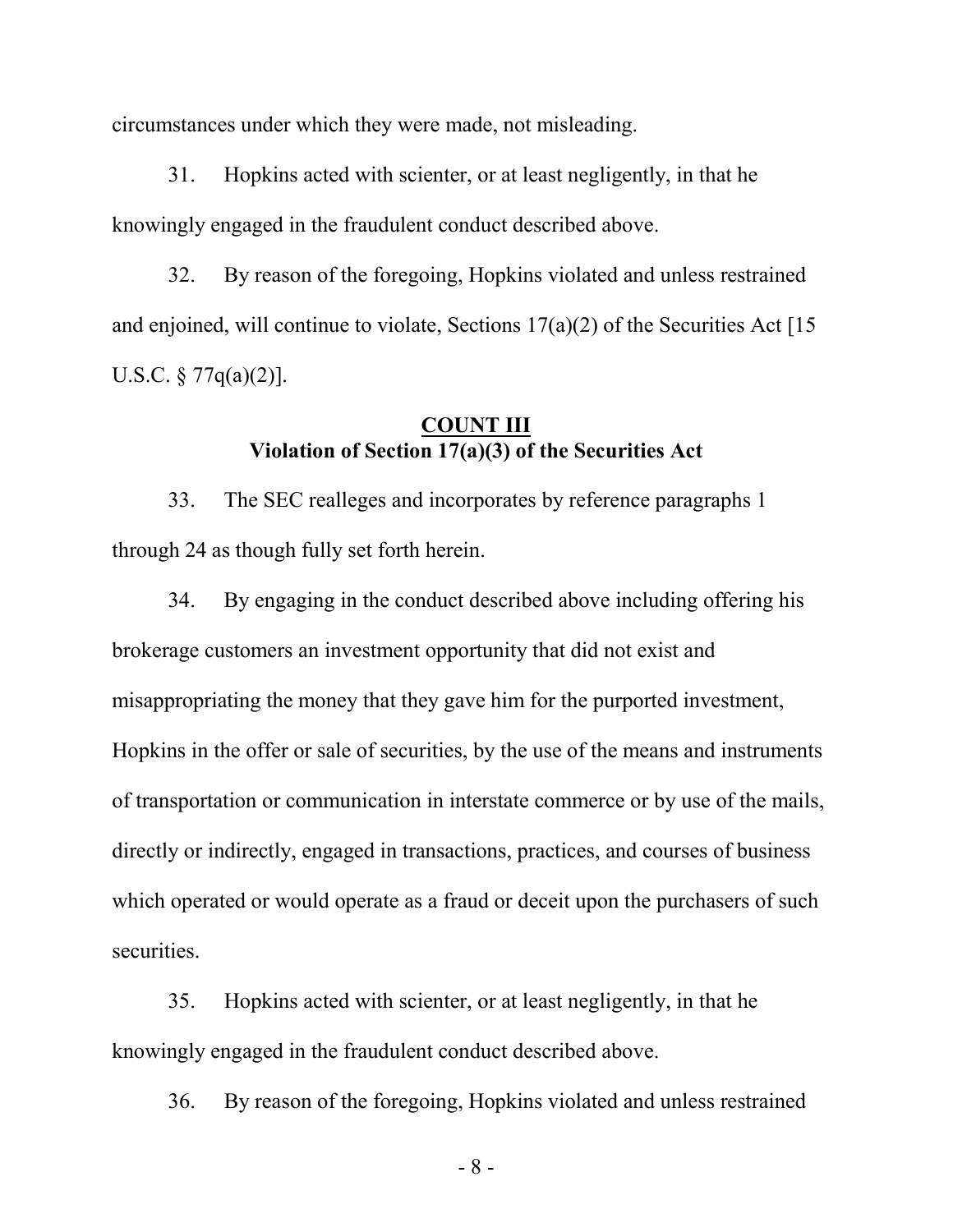circumstances under which they were made, not misleading.

31. Hopkins acted with scienter, or at least negligently, in that he knowingly engaged in the fraudulent conduct described above.

32. By reason of the foregoing, Hopkins violated and unless restrained and enjoined, will continue to violate, Sections 17(a)(2) of the Securities Act [15 U.S.C. § 77q(a)(2)].

**COUNT III**
**Violation of Section 17(a)(3) of the Securities Act**

33. The SEC realleges and incorporates by reference paragraphs 1 through 24 as though fully set forth herein.

34. By engaging in the conduct described above including offering his brokerage customers an investment opportunity that did not exist and misappropriating the money that they gave him for the purported investment, Hopkins in the offer or sale of securities, by the use of the means and instruments of transportation or communication in interstate commerce or by use of the mails, directly or indirectly, engaged in transactions, practices, and courses of business which operated or would operate as a fraud or deceit upon the purchasers of such securities.

35. Hopkins acted with scienter, or at least negligently, in that he knowingly engaged in the fraudulent conduct described above.

36. By reason of the foregoing, Hopkins violated and unless restrained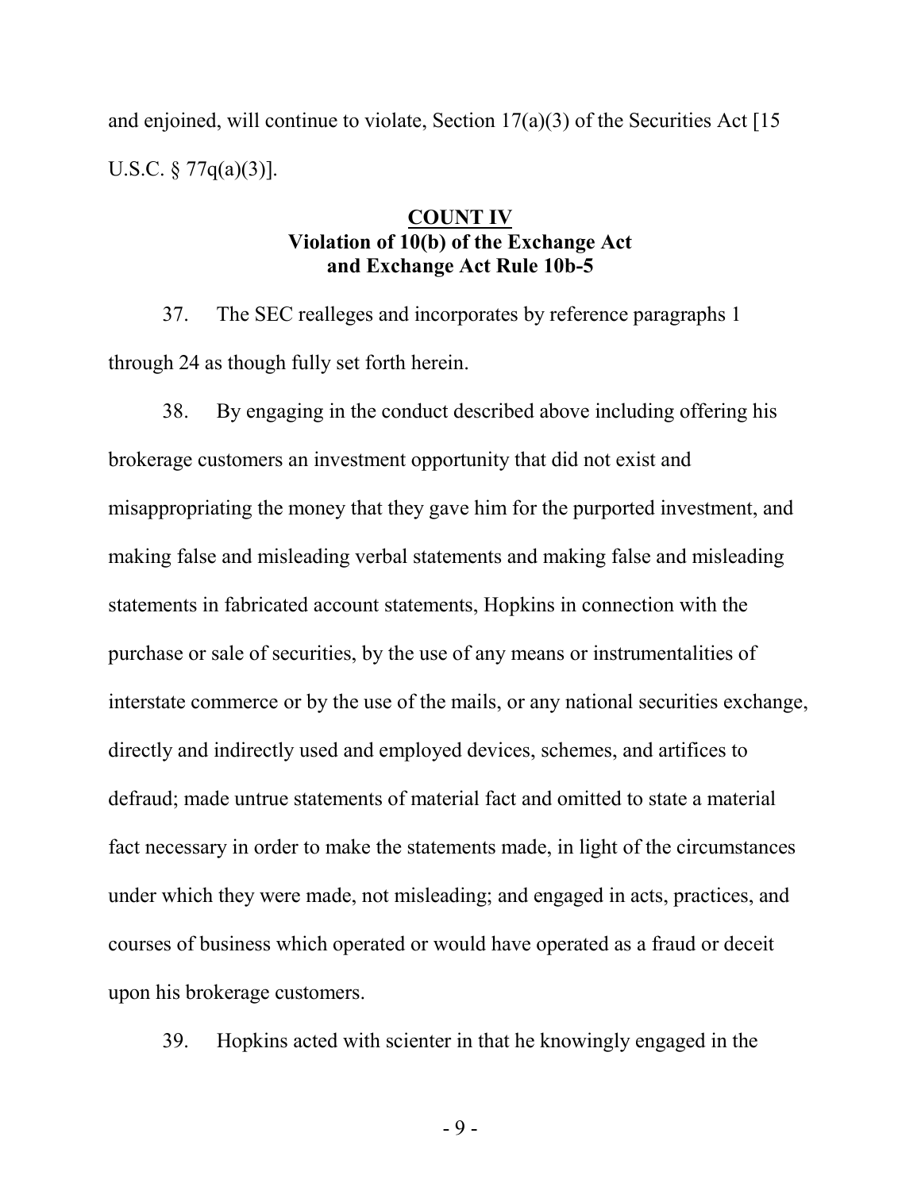and enjoined, will continue to violate, Section 17(a)(3) of the Securities Act [15 U.S.C. § 77q(a)(3)].

## COUNT IV
**Violation of 10(b) of the Exchange Act and Exchange Act Rule 10b-5**

37. The SEC realleges and incorporates by reference paragraphs 1 through 24 as though fully set forth herein.

38. By engaging in the conduct described above including offering his brokerage customers an investment opportunity that did not exist and misappropriating the money that they gave him for the purported investment, and making false and misleading verbal statements and making false and misleading statements in fabricated account statements, Hopkins in connection with the purchase or sale of securities, by the use of any means or instrumentalities of interstate commerce or by the use of the mails, or any national securities exchange, directly and indirectly used and employed devices, schemes, and artifices to defraud; made untrue statements of material fact and omitted to state a material fact necessary in order to make the statements made, in light of the circumstances under which they were made, not misleading; and engaged in acts, practices, and courses of business which operated or would have operated as a fraud or deceit upon his brokerage customers.

39. Hopkins acted with scienter in that he knowingly engaged in the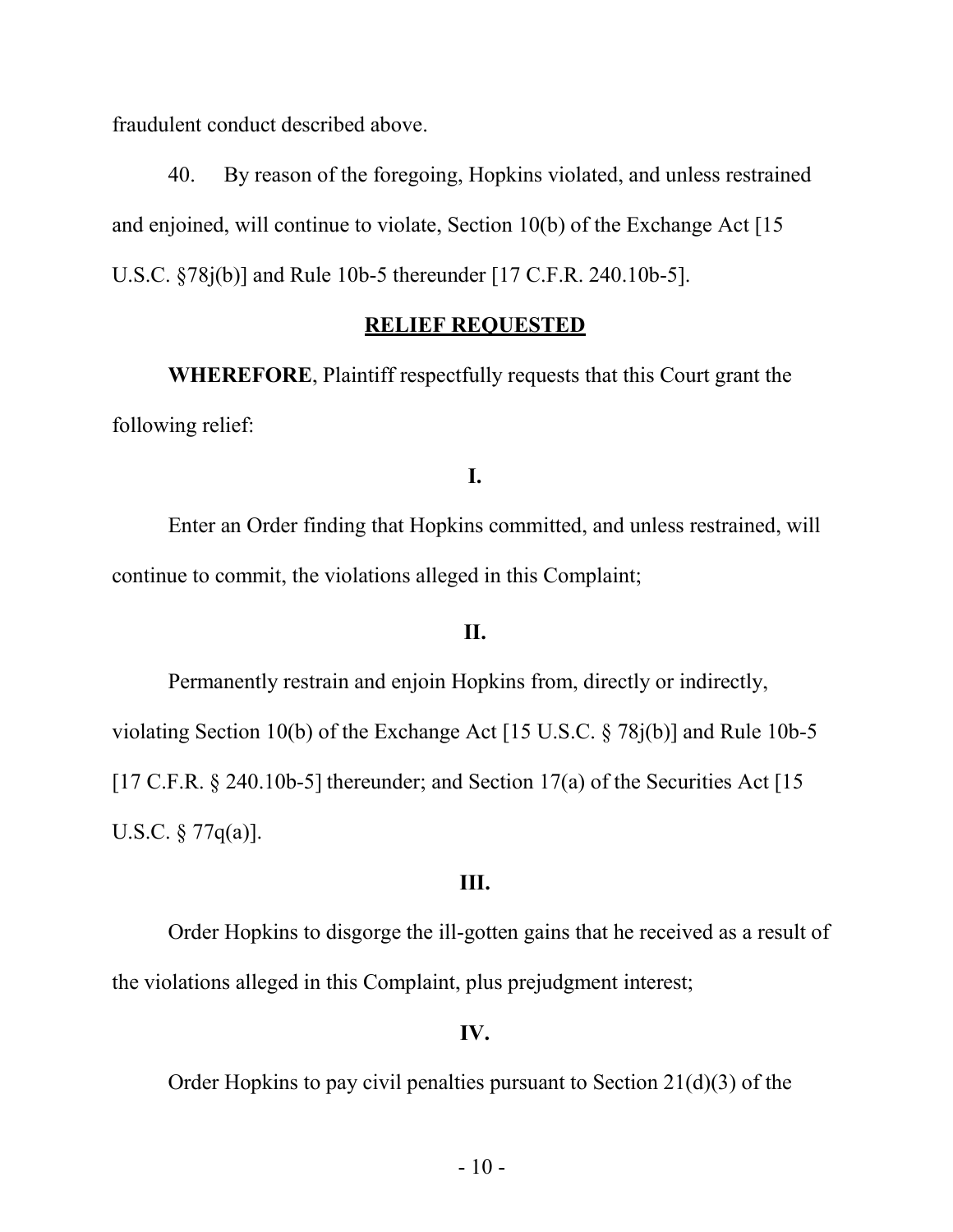fraudulent conduct described above.

40. By reason of the foregoing, Hopkins violated, and unless restrained and enjoined, will continue to violate, Section 10(b) of the Exchange Act [15 U.S.C. §78j(b)] and Rule 10b-5 thereunder [17 C.F.R. 240.10b-5].

## RELIEF REQUESTED

**WHEREFORE**, Plaintiff respectfully requests that this Court grant the following relief:

**I.**

Enter an Order finding that Hopkins committed, and unless restrained, will continue to commit, the violations alleged in this Complaint;

**II.**

Permanently restrain and enjoin Hopkins from, directly or indirectly, violating Section 10(b) of the Exchange Act [15 U.S.C. § 78j(b)] and Rule 10b-5 [17 C.F.R. § 240.10b-5] thereunder; and Section 17(a) of the Securities Act [15 U.S.C. § 77q(a)].

**III.**

Order Hopkins to disgorge the ill-gotten gains that he received as a result of the violations alleged in this Complaint, plus prejudgment interest;

**IV.**

Order Hopkins to pay civil penalties pursuant to Section 21(d)(3) of the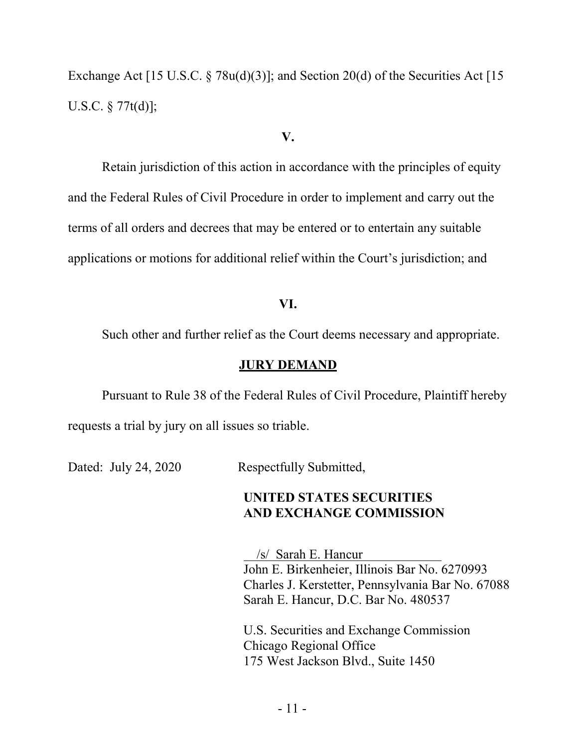Exchange Act [15 U.S.C. § 78u(d)(3)]; and Section 20(d) of the Securities Act [15 U.S.C. § 77t(d)];

**V.**

Retain jurisdiction of this action in accordance with the principles of equity and the Federal Rules of Civil Procedure in order to implement and carry out the terms of all orders and decrees that may be entered or to entertain any suitable applications or motions for additional relief within the Court's jurisdiction; and

**VI.**

Such other and further relief as the Court deems necessary and appropriate.

**JURY DEMAND**

Pursuant to Rule 38 of the Federal Rules of Civil Procedure, Plaintiff hereby requests a trial by jury on all issues so triable.

Dated: July 24, 2020

Respectfully Submitted,

**UNITED STATES SECURITIES AND EXCHANGE COMMISSION**

/s/ Sarah E. Hancur
John E. Birkenheier, Illinois Bar No. 6270993
Charles J. Kerstetter, Pennsylvania Bar No. 67088
Sarah E. Hancur, D.C. Bar No. 480537

U.S. Securities and Exchange Commission
Chicago Regional Office
175 West Jackson Blvd., Suite 1450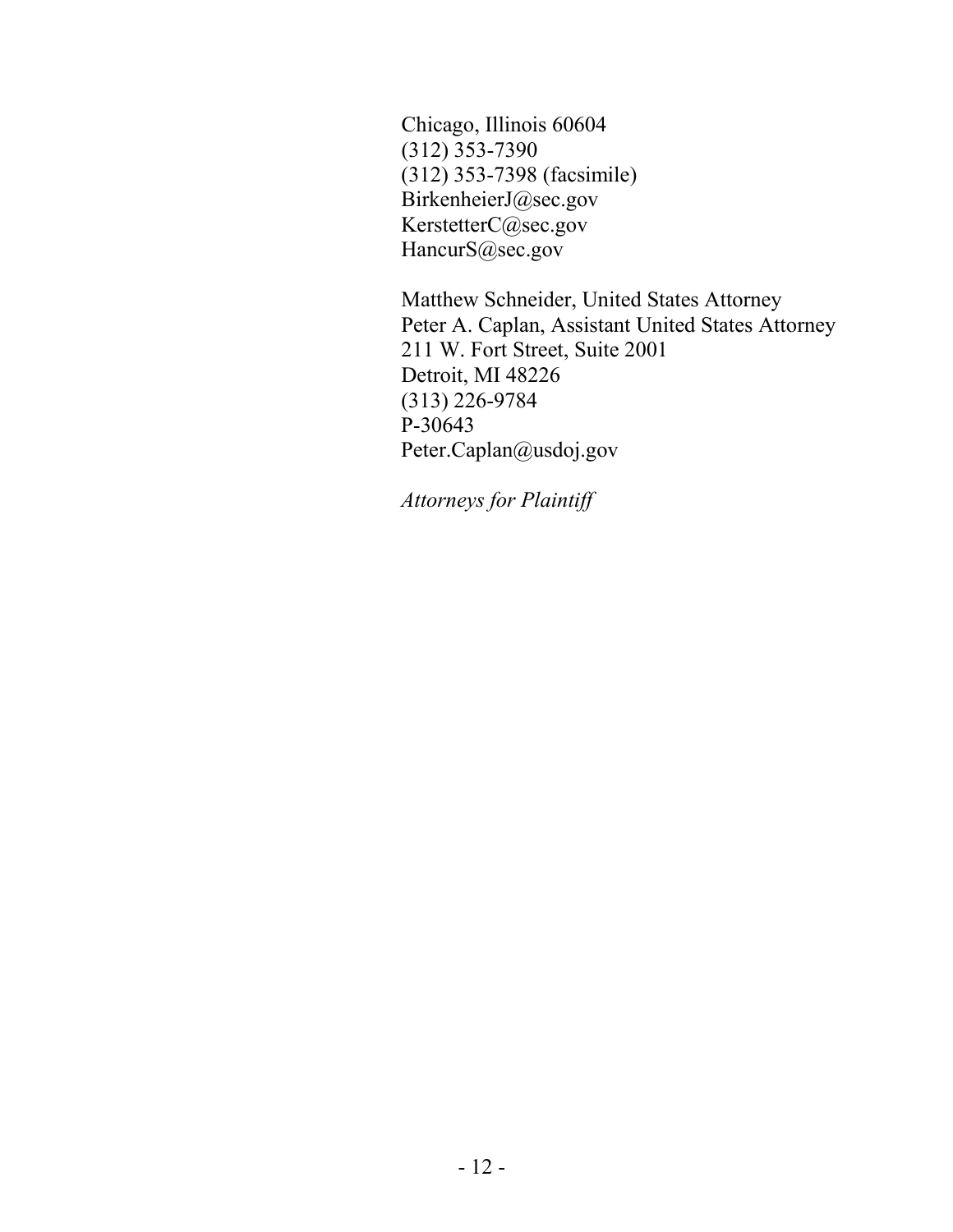Chicago, Illinois 60604
(312) 353-7390
(312) 353-7398 (facsimile)
BirkenheierJ@sec.gov
KerstetterC@sec.gov
HancurS@sec.gov

Matthew Schneider, United States Attorney
Peter A. Caplan, Assistant United States Attorney
211 W. Fort Street, Suite 2001
Detroit, MI 48226
(313) 226-9784
P-30643
Peter.Caplan@usdoj.gov

*Attorneys for Plaintiff*